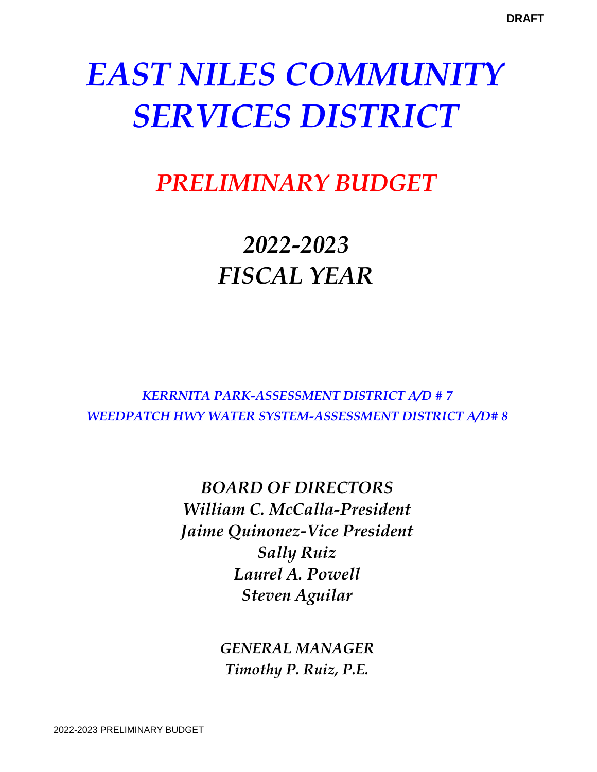DRAFT

# *EAST NILES COMMUNITY SERVICES DISTRICT*

## *PRELIMINARY BUDGET*

## *2022-2023*
## *FISCAL YEAR*

*KERRNITA PARK-ASSESSMENT DISTRICT A/D # 7*
*WEEDPATCH HWY WATER SYSTEM-ASSESSMENT DISTRICT A/D# 8*

*BOARD OF DIRECTORS*
*William C. McCalla-President*
*Jaime Quinonez-Vice President*
*Sally Ruiz*
*Laurel A. Powell*
*Steven Aguilar*

*GENERAL MANAGER*
*Timothy P. Ruiz, P.E.*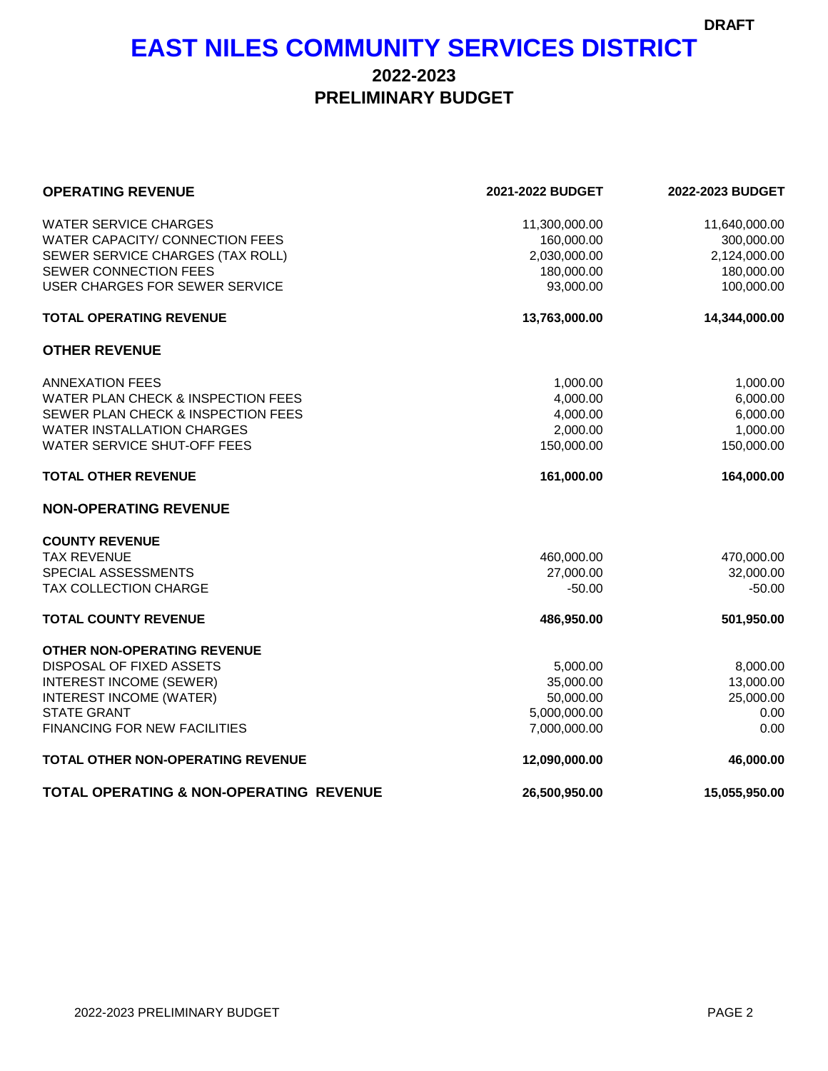DRAFT

# EAST NILES COMMUNITY SERVICES DISTRICT

## 2022-2023
## PRELIMINARY BUDGET

| OPERATING REVENUE | 2021-2022 BUDGET | 2022-2023 BUDGET |
|---|---|---|
| WATER SERVICE CHARGES | 11,300,000.00 | 11,640,000.00 |
| WATER CAPACITY/ CONNECTION FEES | 160,000.00 | 300,000.00 |
| SEWER SERVICE CHARGES (TAX ROLL) | 2,030,000.00 | 2,124,000.00 |
| SEWER CONNECTION FEES | 180,000.00 | 180,000.00 |
| USER CHARGES FOR SEWER SERVICE | 93,000.00 | 100,000.00 |
| **TOTAL OPERATING REVENUE** | **13,763,000.00** | **14,344,000.00** |
| **OTHER REVENUE** | | |
| ANNEXATION FEES | 1,000.00 | 1,000.00 |
| WATER PLAN CHECK & INSPECTION FEES | 4,000.00 | 6,000.00 |
| SEWER PLAN CHECK & INSPECTION FEES | 4,000.00 | 6,000.00 |
| WATER INSTALLATION CHARGES | 2,000.00 | 1,000.00 |
| WATER SERVICE SHUT-OFF FEES | 150,000.00 | 150,000.00 |
| **TOTAL OTHER REVENUE** | **161,000.00** | **164,000.00** |
| **NON-OPERATING REVENUE** | | |
| **COUNTY REVENUE** | | |
| TAX REVENUE | 460,000.00 | 470,000.00 |
| SPECIAL ASSESSMENTS | 27,000.00 | 32,000.00 |
| TAX COLLECTION CHARGE | -50.00 | -50.00 |
| **TOTAL COUNTY REVENUE** | **486,950.00** | **501,950.00** |
| **OTHER NON-OPERATING REVENUE** | | |
| DISPOSAL OF FIXED ASSETS | 5,000.00 | 8,000.00 |
| INTEREST INCOME (SEWER) | 35,000.00 | 13,000.00 |
| INTEREST INCOME (WATER) | 50,000.00 | 25,000.00 |
| STATE GRANT | 5,000,000.00 | 0.00 |
| FINANCING FOR NEW FACILITIES | 7,000,000.00 | 0.00 |
| **TOTAL OTHER NON-OPERATING REVENUE** | **12,090,000.00** | **46,000.00** |
| **TOTAL OPERATING & NON-OPERATING REVENUE** | **26,500,950.00** | **15,055,950.00** |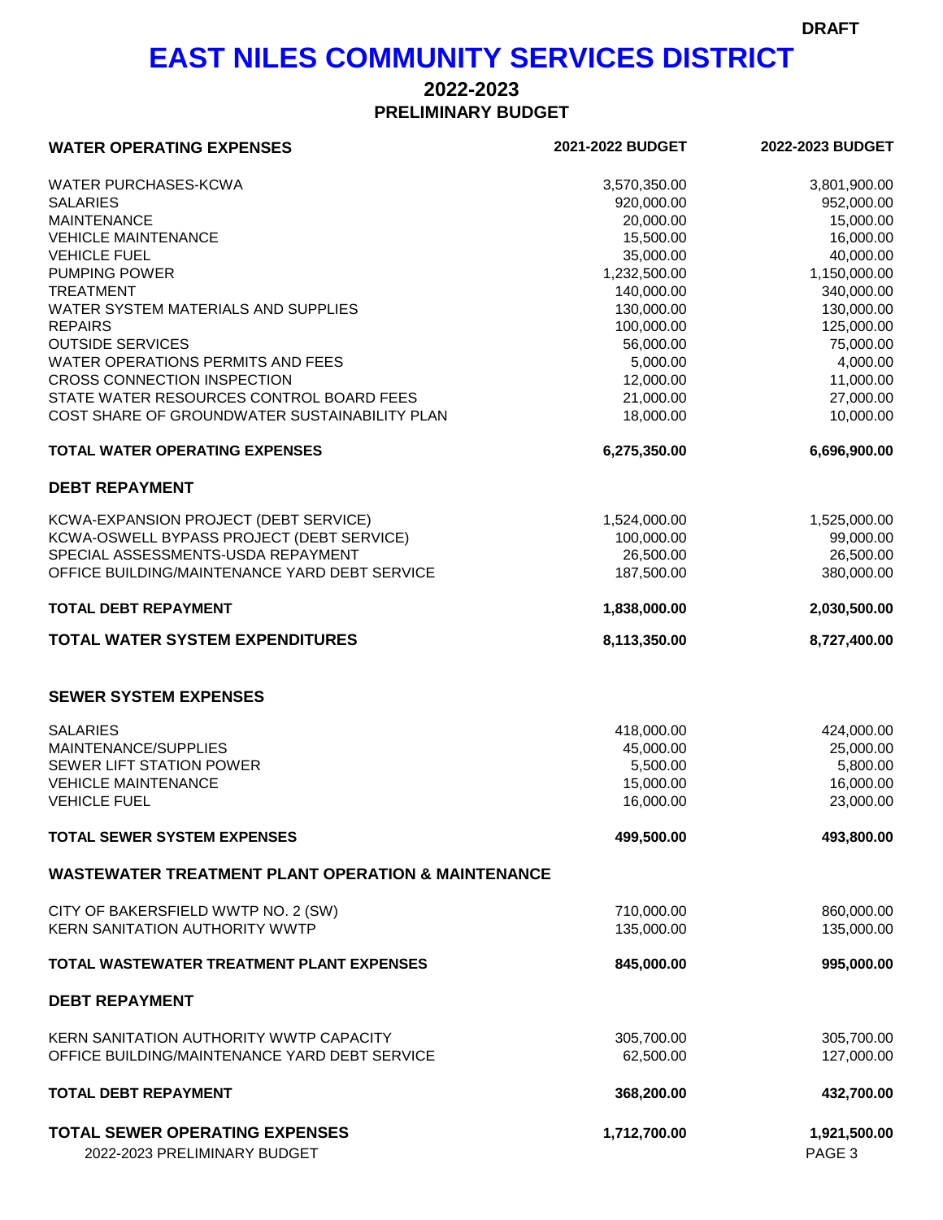DRAFT

# EAST NILES COMMUNITY SERVICES DISTRICT

## 2022-2023
## PRELIMINARY BUDGET

| WATER OPERATING EXPENSES | 2021-2022 BUDGET | 2022-2023 BUDGET |
|---|---|---|
| WATER PURCHASES-KCWA | 3,570,350.00 | 3,801,900.00 |
| SALARIES | 920,000.00 | 952,000.00 |
| MAINTENANCE | 20,000.00 | 15,000.00 |
| VEHICLE MAINTENANCE | 15,500.00 | 16,000.00 |
| VEHICLE FUEL | 35,000.00 | 40,000.00 |
| PUMPING POWER | 1,232,500.00 | 1,150,000.00 |
| TREATMENT | 140,000.00 | 340,000.00 |
| WATER SYSTEM MATERIALS AND SUPPLIES | 130,000.00 | 130,000.00 |
| REPAIRS | 100,000.00 | 125,000.00 |
| OUTSIDE SERVICES | 56,000.00 | 75,000.00 |
| WATER OPERATIONS PERMITS AND FEES | 5,000.00 | 4,000.00 |
| CROSS CONNECTION INSPECTION | 12,000.00 | 11,000.00 |
| STATE WATER RESOURCES CONTROL BOARD FEES | 21,000.00 | 27,000.00 |
| COST SHARE OF GROUNDWATER SUSTAINABILITY PLAN | 18,000.00 | 10,000.00 |
| **TOTAL WATER OPERATING EXPENSES** | **6,275,350.00** | **6,696,900.00** |
| **DEBT REPAYMENT** | | |
| KCWA-EXPANSION PROJECT (DEBT SERVICE) | 1,524,000.00 | 1,525,000.00 |
| KCWA-OSWELL BYPASS PROJECT (DEBT SERVICE) | 100,000.00 | 99,000.00 |
| SPECIAL ASSESSMENTS-USDA REPAYMENT | 26,500.00 | 26,500.00 |
| OFFICE BUILDING/MAINTENANCE YARD DEBT SERVICE | 187,500.00 | 380,000.00 |
| **TOTAL DEBT REPAYMENT** | **1,838,000.00** | **2,030,500.00** |
| **TOTAL WATER SYSTEM EXPENDITURES** | **8,113,350.00** | **8,727,400.00** |

| SEWER SYSTEM EXPENSES | 2021-2022 BUDGET | 2022-2023 BUDGET |
|---|---|---|
| SALARIES | 418,000.00 | 424,000.00 |
| MAINTENANCE/SUPPLIES | 45,000.00 | 25,000.00 |
| SEWER LIFT STATION POWER | 5,500.00 | 5,800.00 |
| VEHICLE MAINTENANCE | 15,000.00 | 16,000.00 |
| VEHICLE FUEL | 16,000.00 | 23,000.00 |
| **TOTAL SEWER SYSTEM EXPENSES** | **499,500.00** | **493,800.00** |
| **WASTEWATER TREATMENT PLANT OPERATION & MAINTENANCE** | | |
| CITY OF BAKERSFIELD WWTP NO. 2 (SW) | 710,000.00 | 860,000.00 |
| KERN SANITATION AUTHORITY WWTP | 135,000.00 | 135,000.00 |
| **TOTAL WASTEWATER TREATMENT PLANT EXPENSES** | **845,000.00** | **995,000.00** |
| **DEBT REPAYMENT** | | |
| KERN SANITATION AUTHORITY WWTP CAPACITY | 305,700.00 | 305,700.00 |
| OFFICE BUILDING/MAINTENANCE YARD DEBT SERVICE | 62,500.00 | 127,000.00 |
| **TOTAL DEBT REPAYMENT** | **368,200.00** | **432,700.00** |
| **TOTAL SEWER OPERATING EXPENSES** | **1,712,700.00** | **1,921,500.00** |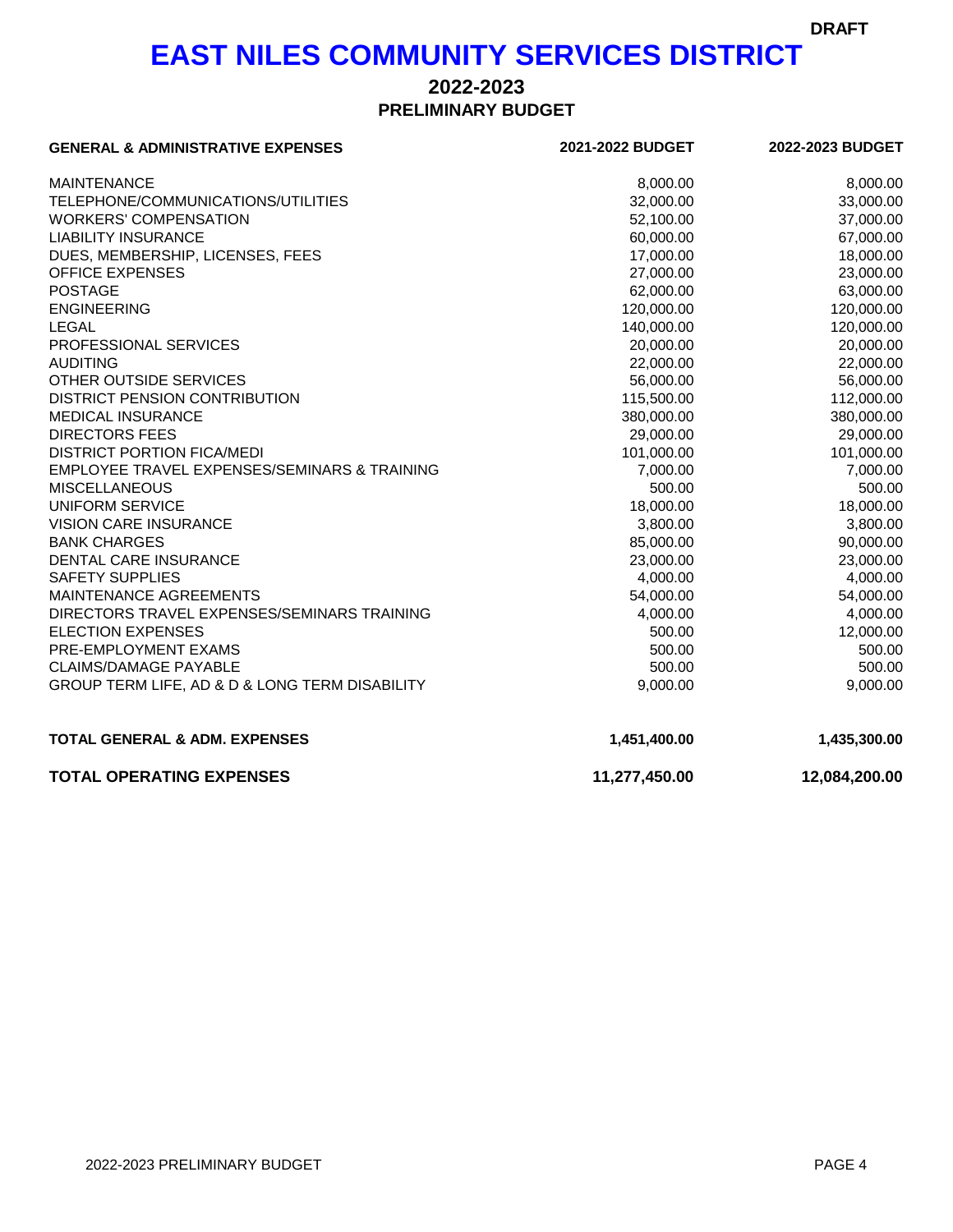DRAFT

# EAST NILES COMMUNITY SERVICES DISTRICT

## 2022-2023
## PRELIMINARY BUDGET

| GENERAL & ADMINISTRATIVE EXPENSES | 2021-2022 BUDGET | 2022-2023 BUDGET |
|---|---:|---:|
| MAINTENANCE | 8,000.00 | 8,000.00 |
| TELEPHONE/COMMUNICATIONS/UTILITIES | 32,000.00 | 33,000.00 |
| WORKERS' COMPENSATION | 52,100.00 | 37,000.00 |
| LIABILITY INSURANCE | 60,000.00 | 67,000.00 |
| DUES, MEMBERSHIP, LICENSES, FEES | 17,000.00 | 18,000.00 |
| OFFICE EXPENSES | 27,000.00 | 23,000.00 |
| POSTAGE | 62,000.00 | 63,000.00 |
| ENGINEERING | 120,000.00 | 120,000.00 |
| LEGAL | 140,000.00 | 120,000.00 |
| PROFESSIONAL SERVICES | 20,000.00 | 20,000.00 |
| AUDITING | 22,000.00 | 22,000.00 |
| OTHER OUTSIDE SERVICES | 56,000.00 | 56,000.00 |
| DISTRICT PENSION CONTRIBUTION | 115,500.00 | 112,000.00 |
| MEDICAL INSURANCE | 380,000.00 | 380,000.00 |
| DIRECTORS FEES | 29,000.00 | 29,000.00 |
| DISTRICT PORTION FICA/MEDI | 101,000.00 | 101,000.00 |
| EMPLOYEE TRAVEL EXPENSES/SEMINARS & TRAINING | 7,000.00 | 7,000.00 |
| MISCELLANEOUS | 500.00 | 500.00 |
| UNIFORM SERVICE | 18,000.00 | 18,000.00 |
| VISION CARE INSURANCE | 3,800.00 | 3,800.00 |
| BANK CHARGES | 85,000.00 | 90,000.00 |
| DENTAL CARE INSURANCE | 23,000.00 | 23,000.00 |
| SAFETY SUPPLIES | 4,000.00 | 4,000.00 |
| MAINTENANCE AGREEMENTS | 54,000.00 | 54,000.00 |
| DIRECTORS TRAVEL EXPENSES/SEMINARS TRAINING | 4,000.00 | 4,000.00 |
| ELECTION EXPENSES | 500.00 | 12,000.00 |
| PRE-EMPLOYMENT EXAMS | 500.00 | 500.00 |
| CLAIMS/DAMAGE PAYABLE | 500.00 | 500.00 |
| GROUP TERM LIFE, AD & D & LONG TERM DISABILITY | 9,000.00 | 9,000.00 |
| **TOTAL GENERAL & ADM. EXPENSES** | **1,451,400.00** | **1,435,300.00** |
| **TOTAL OPERATING EXPENSES** | **11,277,450.00** | **12,084,200.00** |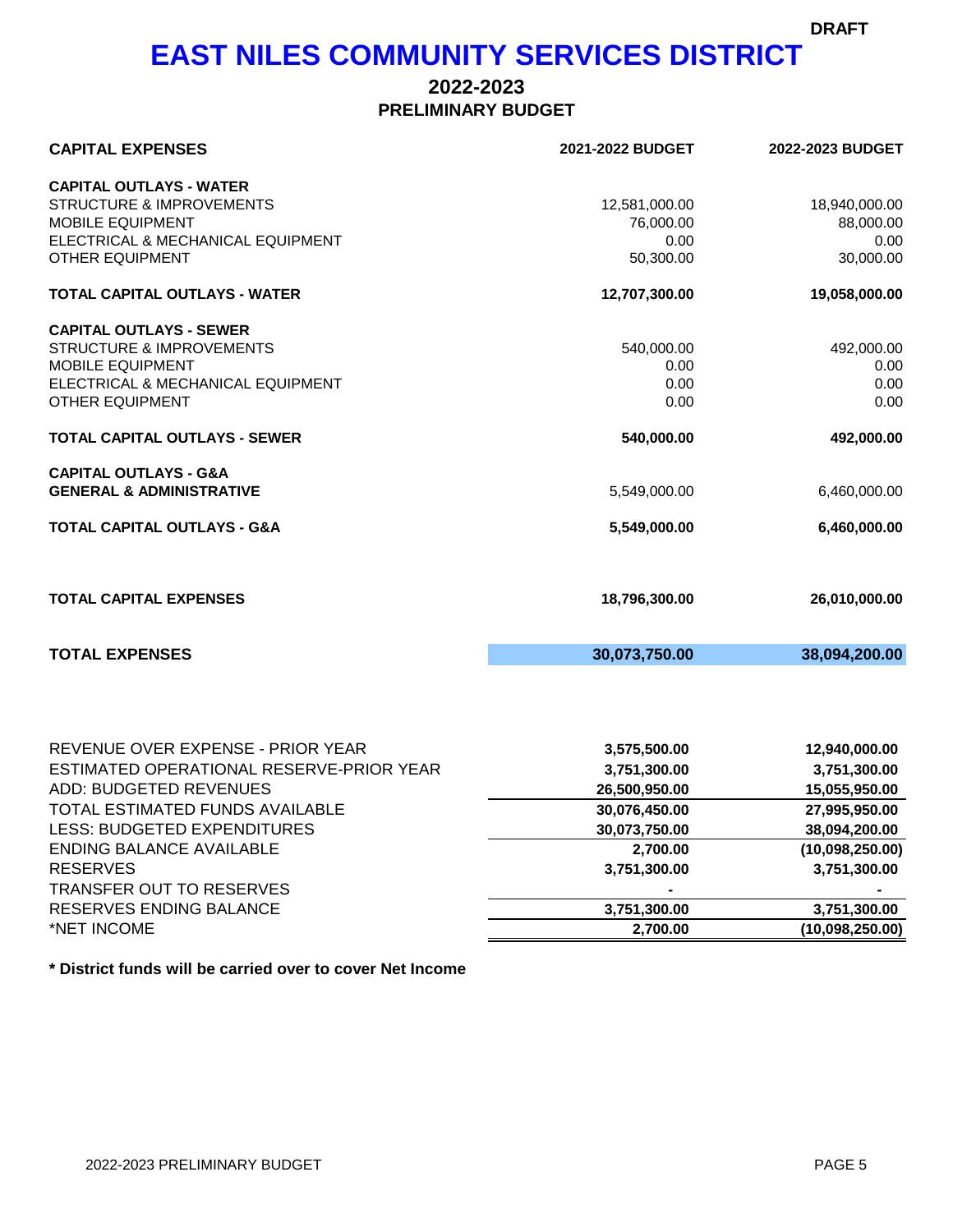DRAFT

# EAST NILES COMMUNITY SERVICES DISTRICT

## 2022-2023

### PRELIMINARY BUDGET

| **CAPITAL EXPENSES** | **2021-2022 BUDGET** | **2022-2023 BUDGET** |
|---|---|---|
| **CAPITAL OUTLAYS - WATER** | | |
| STRUCTURE & IMPROVEMENTS | 12,581,000.00 | 18,940,000.00 |
| MOBILE EQUIPMENT | 76,000.00 | 88,000.00 |
| ELECTRICAL & MECHANICAL EQUIPMENT | 0.00 | 0.00 |
| OTHER EQUIPMENT | 50,300.00 | 30,000.00 |
| **TOTAL CAPITAL OUTLAYS - WATER** | **12,707,300.00** | **19,058,000.00** |
| **CAPITAL OUTLAYS - SEWER** | | |
| STRUCTURE & IMPROVEMENTS | 540,000.00 | 492,000.00 |
| MOBILE EQUIPMENT | 0.00 | 0.00 |
| ELECTRICAL & MECHANICAL EQUIPMENT | 0.00 | 0.00 |
| OTHER EQUIPMENT | 0.00 | 0.00 |
| **TOTAL CAPITAL OUTLAYS - SEWER** | **540,000.00** | **492,000.00** |
| **CAPITAL OUTLAYS - G&A** | | |
| **GENERAL & ADMINISTRATIVE** | 5,549,000.00 | 6,460,000.00 |
| **TOTAL CAPITAL OUTLAYS - G&A** | **5,549,000.00** | **6,460,000.00** |
| **TOTAL CAPITAL EXPENSES** | **18,796,300.00** | **26,010,000.00** |
| **TOTAL EXPENSES** | **30,073,750.00** | **38,094,200.00** |

| | | |
|---|---|---|
| REVENUE OVER EXPENSE - PRIOR YEAR | **3,575,500.00** | **12,940,000.00** |
| ESTIMATED OPERATIONAL RESERVE-PRIOR YEAR | **3,751,300.00** | **3,751,300.00** |
| ADD: BUDGETED REVENUES | **26,500,950.00** | **15,055,950.00** |
| TOTAL ESTIMATED FUNDS AVAILABLE | **30,076,450.00** | **27,995,950.00** |
| LESS: BUDGETED EXPENDITURES | **30,073,750.00** | **38,094,200.00** |
| ENDING BALANCE AVAILABLE | **2,700.00** | **(10,098,250.00)** |
| RESERVES | **3,751,300.00** | **3,751,300.00** |
| TRANSFER OUT TO RESERVES | **-** | **-** |
| RESERVES ENDING BALANCE | **3,751,300.00** | **3,751,300.00** |
| *NET INCOME | **2,700.00** | **(10,098,250.00)** |

**\* District funds will be carried over to cover Net Income**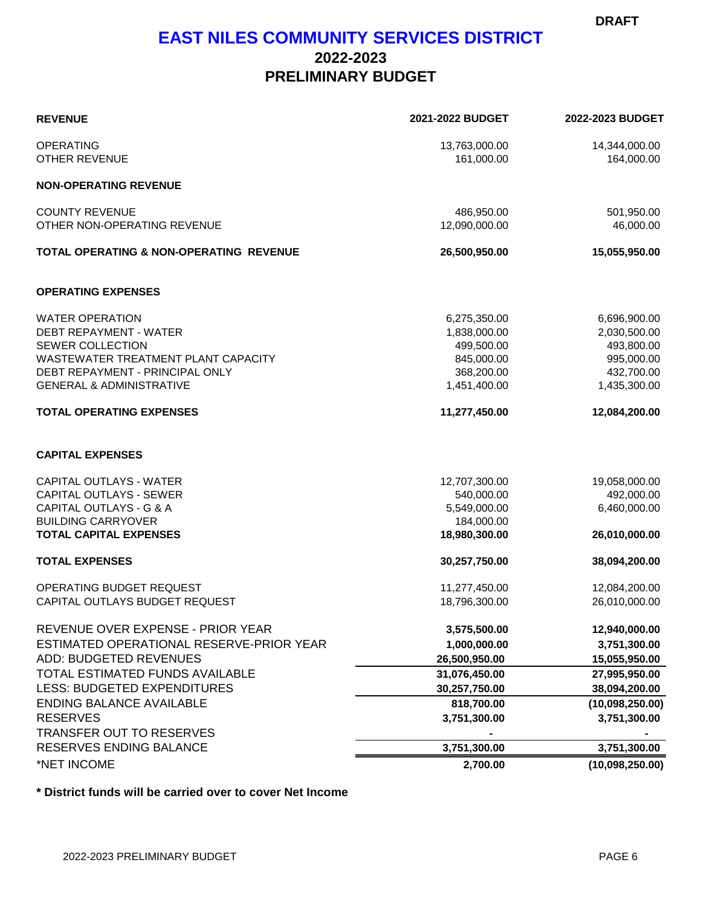DRAFT

# EAST NILES COMMUNITY SERVICES DISTRICT

## 2022-2023
## PRELIMINARY BUDGET

| **REVENUE** | **2021-2022 BUDGET** | **2022-2023 BUDGET** |
|---|---|---|
| OPERATING | 13,763,000.00 | 14,344,000.00 |
| OTHER REVENUE | 161,000.00 | 164,000.00 |
| **NON-OPERATING REVENUE** | | |
| COUNTY REVENUE | 486,950.00 | 501,950.00 |
| OTHER NON-OPERATING REVENUE | 12,090,000.00 | 46,000.00 |
| **TOTAL OPERATING & NON-OPERATING REVENUE** | **26,500,950.00** | **15,055,950.00** |
| **OPERATING EXPENSES** | | |
| WATER OPERATION | 6,275,350.00 | 6,696,900.00 |
| DEBT REPAYMENT - WATER | 1,838,000.00 | 2,030,500.00 |
| SEWER COLLECTION | 499,500.00 | 493,800.00 |
| WASTEWATER TREATMENT PLANT CAPACITY | 845,000.00 | 995,000.00 |
| DEBT REPAYMENT - PRINCIPAL ONLY | 368,200.00 | 432,700.00 |
| GENERAL & ADMINISTRATIVE | 1,451,400.00 | 1,435,300.00 |
| **TOTAL OPERATING EXPENSES** | **11,277,450.00** | **12,084,200.00** |
| **CAPITAL EXPENSES** | | |
| CAPITAL OUTLAYS - WATER | 12,707,300.00 | 19,058,000.00 |
| CAPITAL OUTLAYS - SEWER | 540,000.00 | 492,000.00 |
| CAPITAL OUTLAYS - G & A | 5,549,000.00 | 6,460,000.00 |
| BUILDING CARRYOVER | 184,000.00 | |
| **TOTAL CAPITAL EXPENSES** | **18,980,300.00** | **26,010,000.00** |
| **TOTAL EXPENSES** | **30,257,750.00** | **38,094,200.00** |
| OPERATING BUDGET REQUEST | 11,277,450.00 | 12,084,200.00 |
| CAPITAL OUTLAYS BUDGET REQUEST | 18,796,300.00 | 26,010,000.00 |
| REVENUE OVER EXPENSE - PRIOR YEAR | **3,575,500.00** | **12,940,000.00** |
| ESTIMATED OPERATIONAL RESERVE-PRIOR YEAR | **1,000,000.00** | **3,751,300.00** |
| ADD: BUDGETED REVENUES | **26,500,950.00** | **15,055,950.00** |
| TOTAL ESTIMATED FUNDS AVAILABLE | **31,076,450.00** | **27,995,950.00** |
| LESS: BUDGETED EXPENDITURES | **30,257,750.00** | **38,094,200.00** |
| ENDING BALANCE AVAILABLE | **818,700.00** | **(10,098,250.00)** |
| RESERVES | **3,751,300.00** | **3,751,300.00** |
| TRANSFER OUT TO RESERVES | **-** | **-** |
| RESERVES ENDING BALANCE | **3,751,300.00** | **3,751,300.00** |
| *NET INCOME | **2,700.00** | **(10,098,250.00)** |

**\* District funds will be carried over to cover Net Income**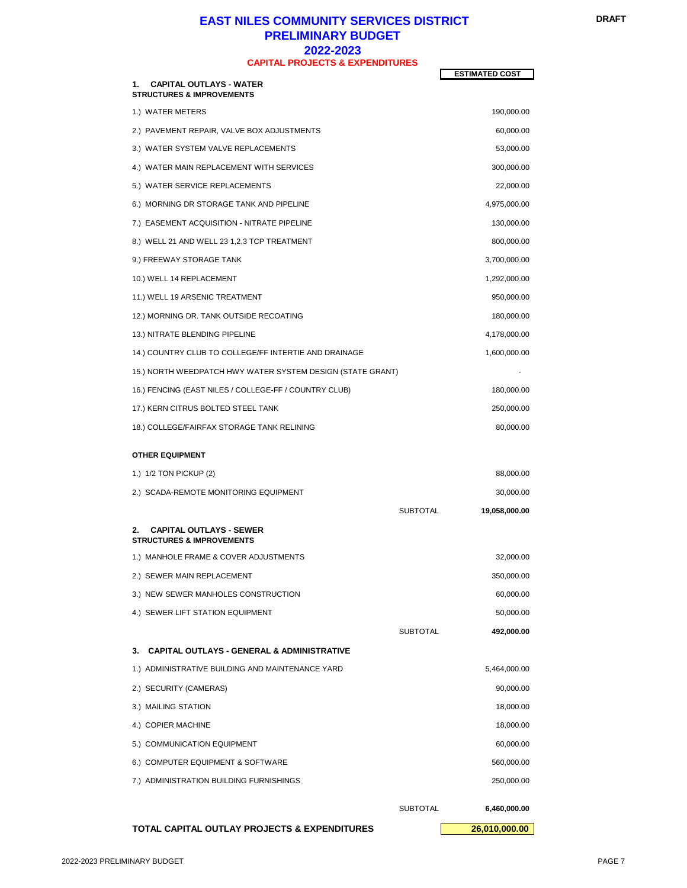# EAST NILES COMMUNITY SERVICES DISTRICT

## PRELIMINARY BUDGET

## 2022-2023

### CAPITAL PROJECTS & EXPENDITURES

DRAFT

| | | ESTIMATED COST |
|---|---|---|
| **1. CAPITAL OUTLAYS - WATER** | | |
| **STRUCTURES & IMPROVEMENTS** | | |
| 1.) WATER METERS | | 190,000.00 |
| 2.) PAVEMENT REPAIR, VALVE BOX ADJUSTMENTS | | 60,000.00 |
| 3.) WATER SYSTEM VALVE REPLACEMENTS | | 53,000.00 |
| 4.) WATER MAIN REPLACEMENT WITH SERVICES | | 300,000.00 |
| 5.) WATER SERVICE REPLACEMENTS | | 22,000.00 |
| 6.) MORNING DR STORAGE TANK AND PIPELINE | | 4,975,000.00 |
| 7.) EASEMENT ACQUISITION - NITRATE PIPELINE | | 130,000.00 |
| 8.) WELL 21 AND WELL 23 1,2,3 TCP TREATMENT | | 800,000.00 |
| 9.) FREEWAY STORAGE TANK | | 3,700,000.00 |
| 10.) WELL 14 REPLACEMENT | | 1,292,000.00 |
| 11.) WELL 19 ARSENIC TREATMENT | | 950,000.00 |
| 12.) MORNING DR. TANK OUTSIDE RECOATING | | 180,000.00 |
| 13.) NITRATE BLENDING PIPELINE | | 4,178,000.00 |
| 14.) COUNTRY CLUB TO COLLEGE/FF INTERTIE AND DRAINAGE | | 1,600,000.00 |
| 15.) NORTH WEEDPATCH HWY WATER SYSTEM DESIGN (STATE GRANT) | | - |
| 16.) FENCING (EAST NILES / COLLEGE-FF / COUNTRY CLUB) | | 180,000.00 |
| 17.) KERN CITRUS BOLTED STEEL TANK | | 250,000.00 |
| 18.) COLLEGE/FAIRFAX STORAGE TANK RELINING | | 80,000.00 |
| **OTHER EQUIPMENT** | | |
| 1.) 1/2 TON PICKUP (2) | | 88,000.00 |
| 2.) SCADA-REMOTE MONITORING EQUIPMENT | | 30,000.00 |
| | SUBTOTAL | **19,058,000.00** |
| **2. CAPITAL OUTLAYS - SEWER** | | |
| **STRUCTURES & IMPROVEMENTS** | | |
| 1.) MANHOLE FRAME & COVER ADJUSTMENTS | | 32,000.00 |
| 2.) SEWER MAIN REPLACEMENT | | 350,000.00 |
| 3.) NEW SEWER MANHOLES CONSTRUCTION | | 60,000.00 |
| 4.) SEWER LIFT STATION EQUIPMENT | | 50,000.00 |
| | SUBTOTAL | **492,000.00** |
| **3. CAPITAL OUTLAYS - GENERAL & ADMINISTRATIVE** | | |
| 1.) ADMINISTRATIVE BUILDING AND MAINTENANCE YARD | | 5,464,000.00 |
| 2.) SECURITY (CAMERAS) | | 90,000.00 |
| 3.) MAILING STATION | | 18,000.00 |
| 4.) COPIER MACHINE | | 18,000.00 |
| 5.) COMMUNICATION EQUIPMENT | | 60,000.00 |
| 6.) COMPUTER EQUIPMENT & SOFTWARE | | 560,000.00 |
| 7.) ADMINISTRATION BUILDING FURNISHINGS | | 250,000.00 |
| | SUBTOTAL | **6,460,000.00** |
| **TOTAL CAPITAL OUTLAY PROJECTS & EXPENDITURES** | | **26,010,000.00** |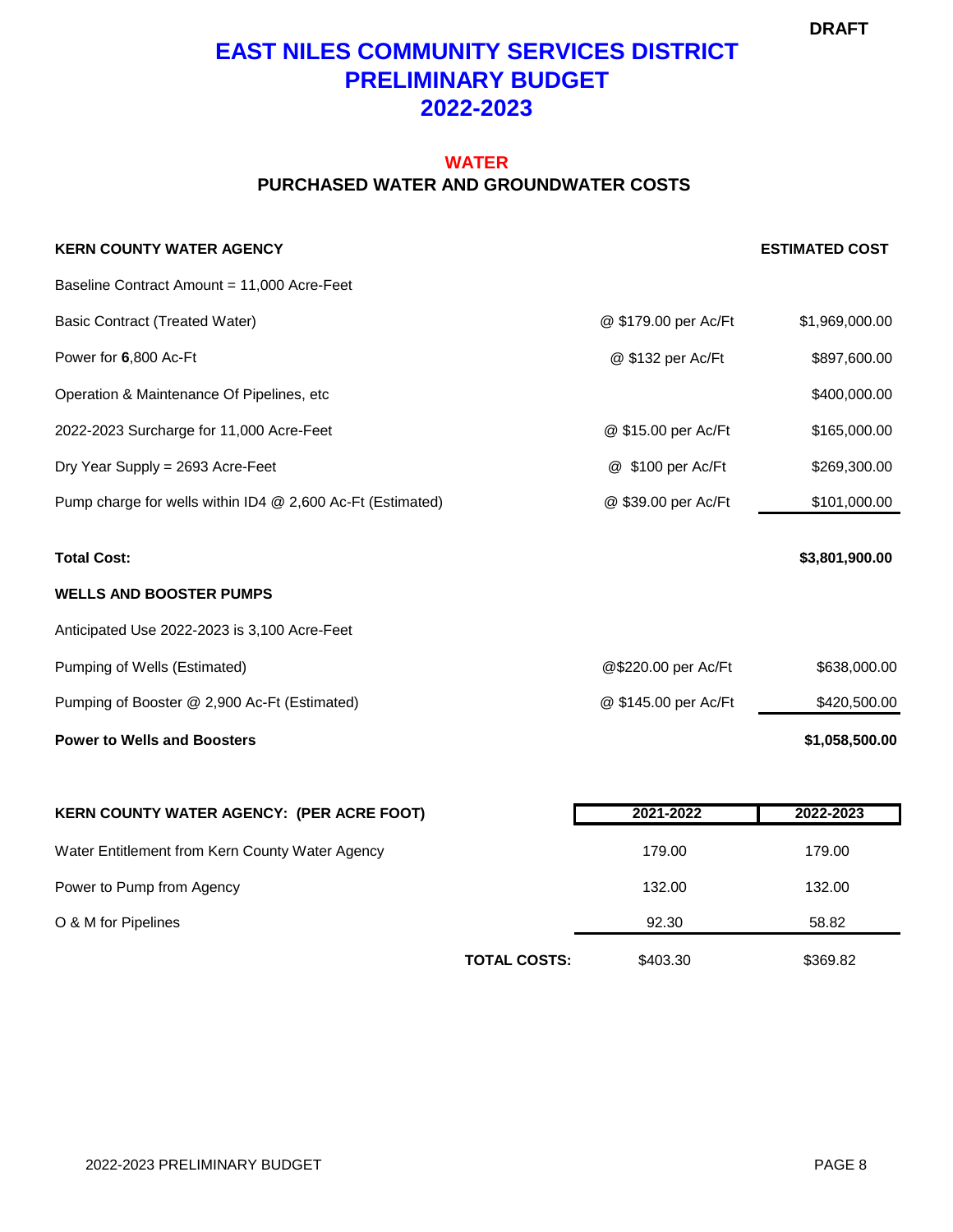DRAFT

# EAST NILES COMMUNITY SERVICES DISTRICT
# PRELIMINARY BUDGET
# 2022-2023

## WATER
## PURCHASED WATER AND GROUNDWATER COSTS

| **KERN COUNTY WATER AGENCY** | | **ESTIMATED COST** |
|---|---|---|
| Baseline Contract Amount = 11,000 Acre-Feet | | |
| Basic Contract (Treated Water) | @ $179.00 per Ac/Ft | $1,969,000.00 |
| Power for **6**,800 Ac-Ft | @ $132 per Ac/Ft | $897,600.00 |
| Operation & Maintenance Of Pipelines, etc | | $400,000.00 |
| 2022-2023 Surcharge for 11,000 Acre-Feet | @ $15.00 per Ac/Ft | $165,000.00 |
| Dry Year Supply = 2693 Acre-Feet | @ $100 per Ac/Ft | $269,300.00 |
| Pump charge for wells within ID4 @ 2,600 Ac-Ft (Estimated) | @ $39.00 per Ac/Ft | $101,000.00 |
| **Total Cost:** | | **$3,801,900.00** |
| **WELLS AND BOOSTER PUMPS** | | |
| Anticipated Use 2022-2023 is 3,100 Acre-Feet | | |
| Pumping of Wells (Estimated) | @$220.00 per Ac/Ft | $638,000.00 |
| Pumping of Booster @ 2,900 Ac-Ft (Estimated) | @ $145.00 per Ac/Ft | $420,500.00 |
| **Power to Wells and Boosters** | | **$1,058,500.00** |

| **KERN COUNTY WATER AGENCY: (PER ACRE FOOT)** | **2021-2022** | **2022-2023** |
|---|---|---|
| Water Entitlement from Kern County Water Agency | 179.00 | 179.00 |
| Power to Pump from Agency | 132.00 | 132.00 |
| O & M for Pipelines | 92.30 | 58.82 |
| **TOTAL COSTS:** | $403.30 | $369.82 |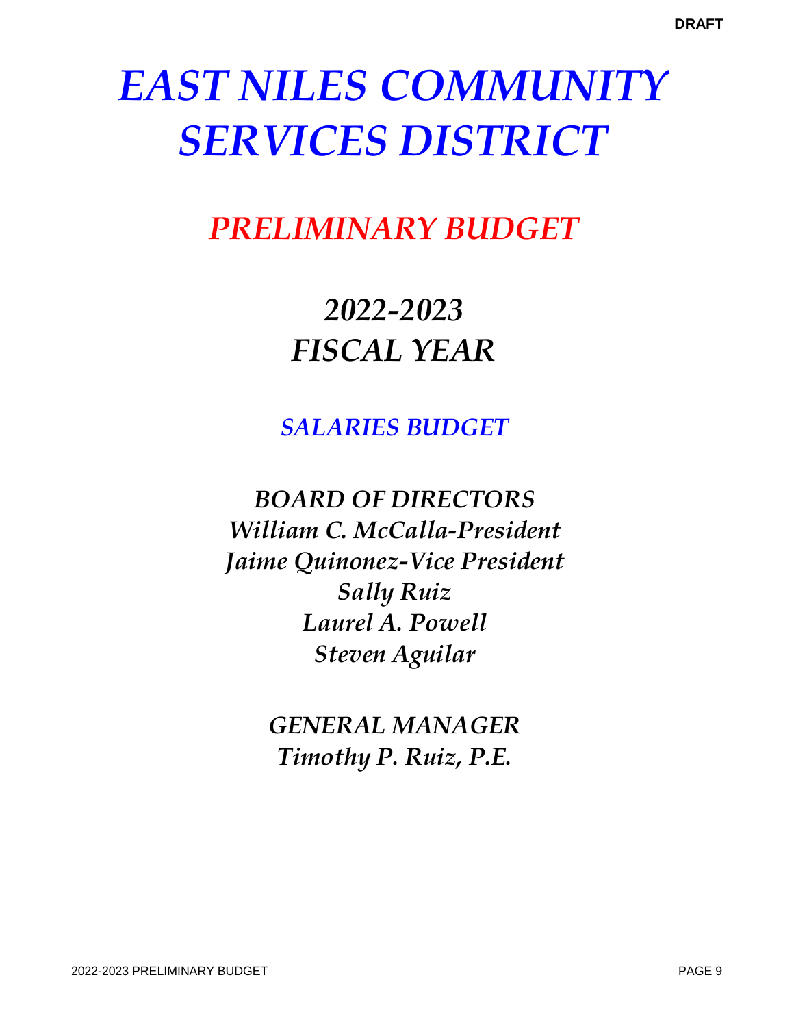DRAFT

# *EAST NILES COMMUNITY SERVICES DISTRICT*

## *PRELIMINARY BUDGET*

## *2022-2023 FISCAL YEAR*

### *SALARIES BUDGET*

*BOARD OF DIRECTORS*
*William C. McCalla-President*
*Jaime Quinonez-Vice President*
*Sally Ruiz*
*Laurel A. Powell*
*Steven Aguilar*

*GENERAL MANAGER*
*Timothy P. Ruiz, P.E.*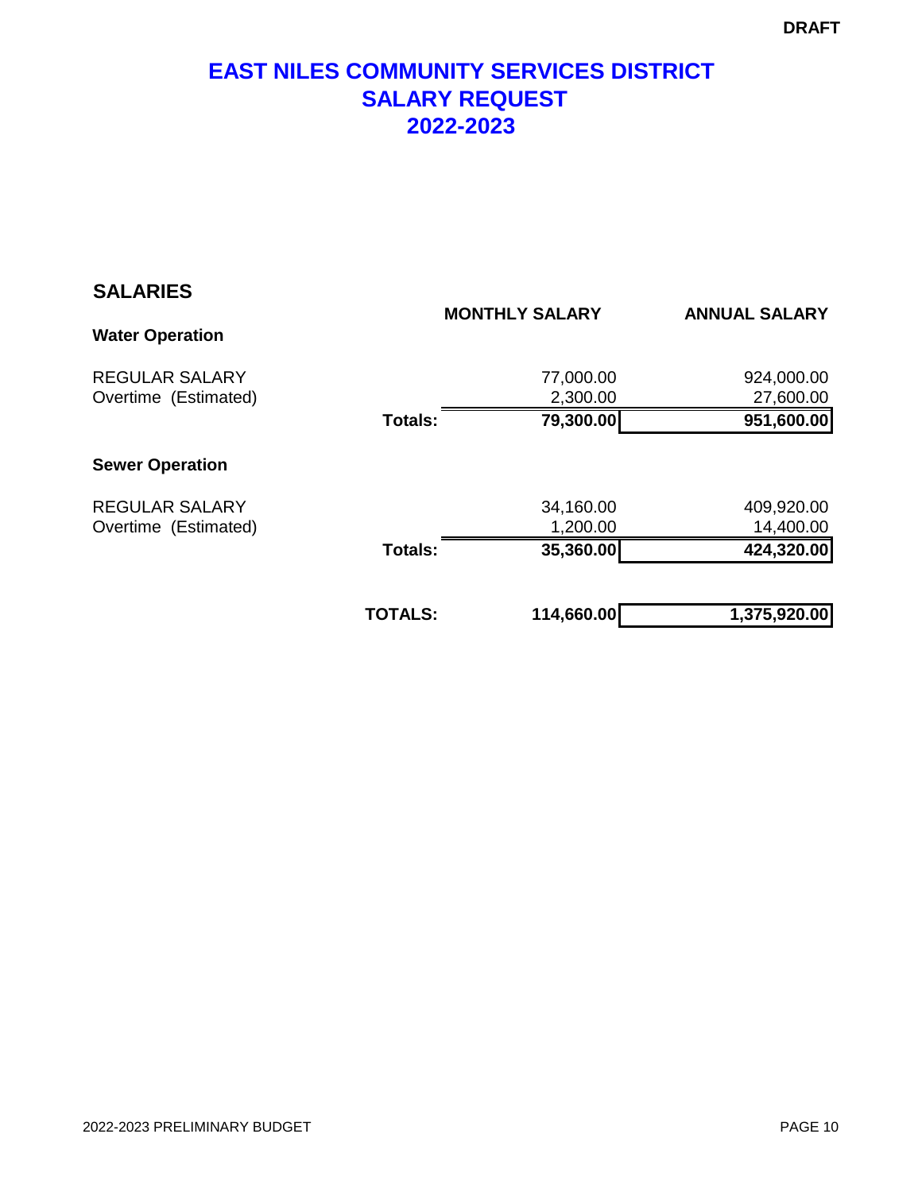DRAFT

# EAST NILES COMMUNITY SERVICES DISTRICT
## SALARY REQUEST
## 2022-2023

### SALARIES

| | | MONTHLY SALARY | ANNUAL SALARY |
|---|---|---|---|
| **Water Operation** | | | |
| REGULAR SALARY | | 77,000.00 | 924,000.00 |
| Overtime (Estimated) | | 2,300.00 | 27,600.00 |
| | **Totals:** | **79,300.00** | **951,600.00** |
| **Sewer Operation** | | | |
| REGULAR SALARY | | 34,160.00 | 409,920.00 |
| Overtime (Estimated) | | 1,200.00 | 14,400.00 |
| | **Totals:** | **35,360.00** | **424,320.00** |
| | **TOTALS:** | **114,660.00** | **1,375,920.00** |

2022-2023 PRELIMINARY BUDGET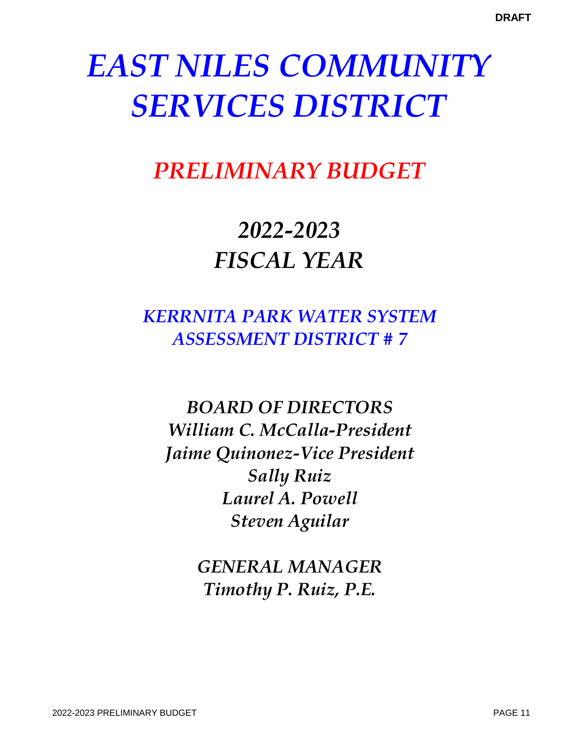DRAFT

# *EAST NILES COMMUNITY SERVICES DISTRICT*

## *PRELIMINARY BUDGET*

## *2022-2023 FISCAL YEAR*

### *KERRNITA PARK WATER SYSTEM ASSESSMENT DISTRICT # 7*

***BOARD OF DIRECTORS***
*William C. McCalla-President*
*Jaime Quinonez-Vice President*
*Sally Ruiz*
*Laurel A. Powell*
*Steven Aguilar*

***GENERAL MANAGER***
*Timothy P. Ruiz, P.E.*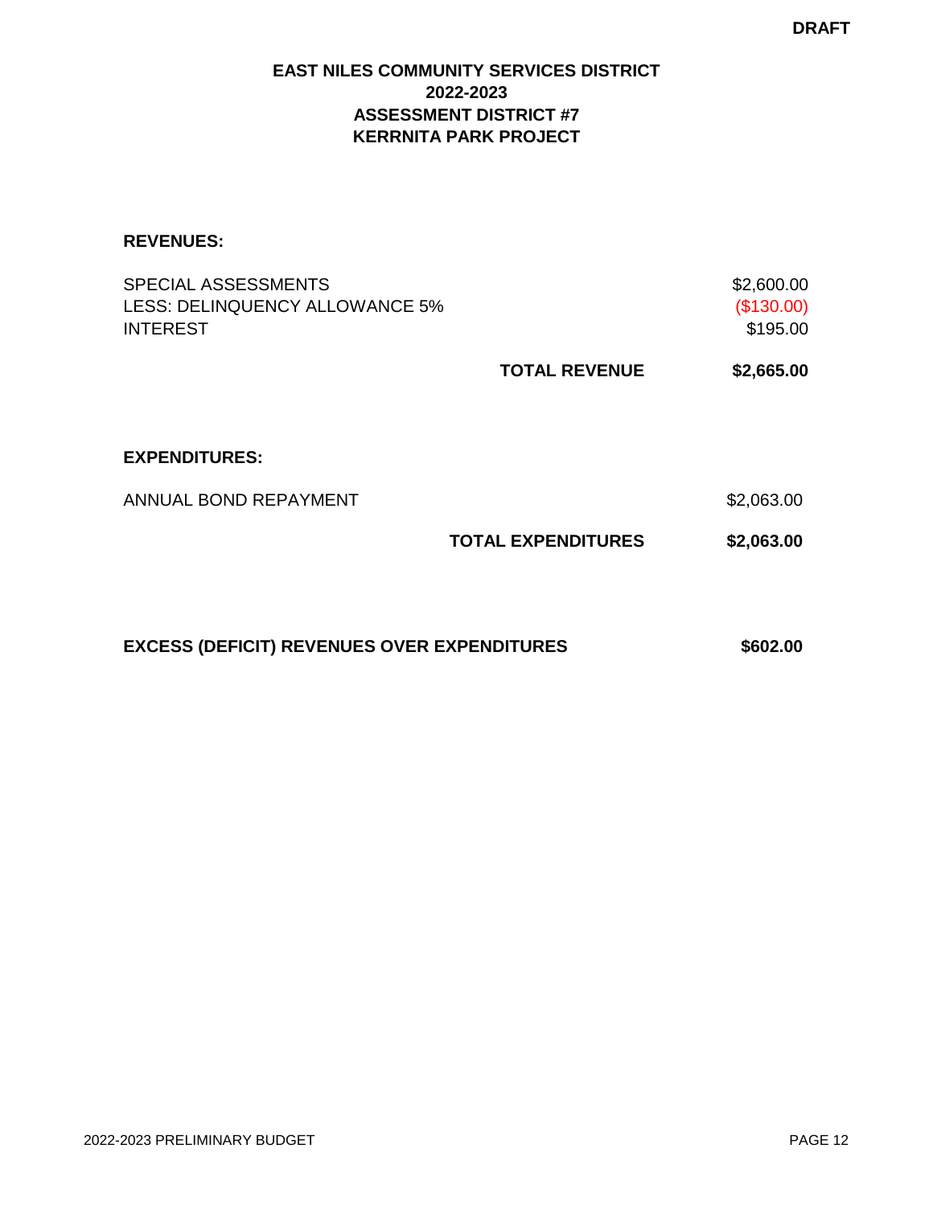DRAFT

# EAST NILES COMMUNITY SERVICES DISTRICT
## 2022-2023
## ASSESSMENT DISTRICT #7
## KERRNITA PARK PROJECT

**REVENUES:**

| | | |
|---|---|---|
| SPECIAL ASSESSMENTS | | $2,600.00 |
| LESS: DELINQUENCY ALLOWANCE 5% | | ($130.00) |
| INTEREST | | $195.00 |
| | **TOTAL REVENUE** | **$2,665.00** |

**EXPENDITURES:**

| | | |
|---|---|---|
| ANNUAL BOND REPAYMENT | | $2,063.00 |
| | **TOTAL EXPENDITURES** | **$2,063.00** |

**EXCESS (DEFICIT) REVENUES OVER EXPENDITURES** **$602.00**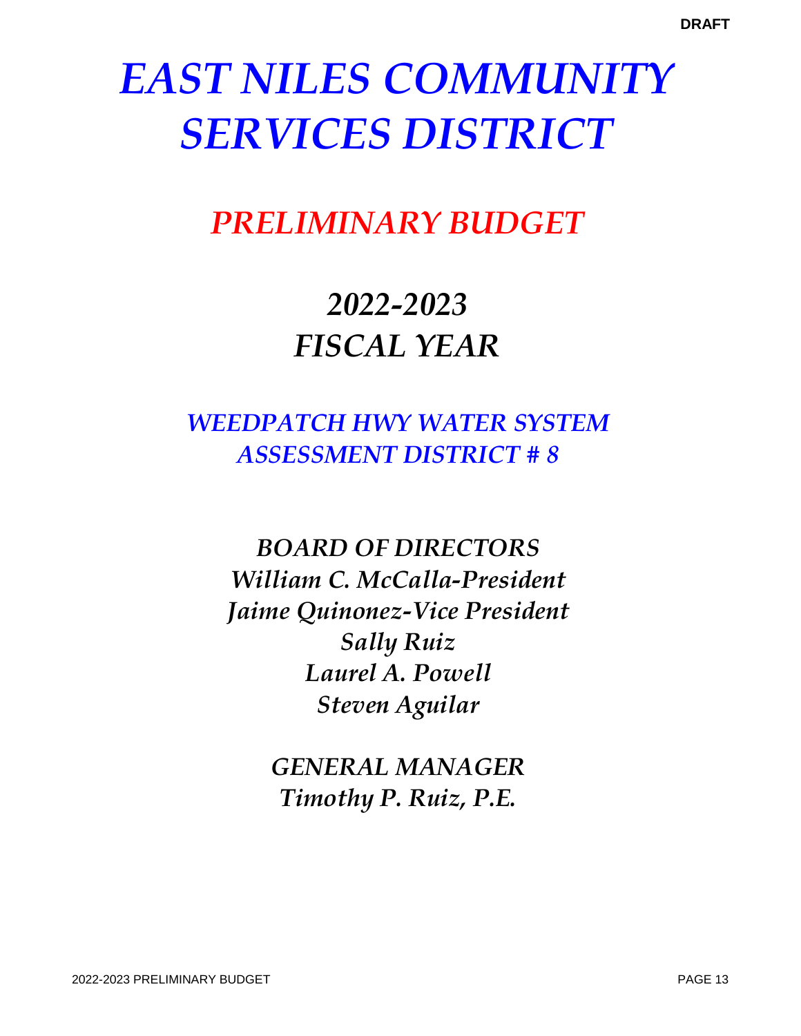**DRAFT**

# *EAST NILES COMMUNITY SERVICES DISTRICT*

## *PRELIMINARY BUDGET*

## *2022-2023*
## *FISCAL YEAR*

### *WEEDPATCH HWY WATER SYSTEM*
### *ASSESSMENT DISTRICT # 8*

*BOARD OF DIRECTORS*
*William C. McCalla-President*
*Jaime Quinonez-Vice President*
*Sally Ruiz*
*Laurel A. Powell*
*Steven Aguilar*

*GENERAL MANAGER*
*Timothy P. Ruiz, P.E.*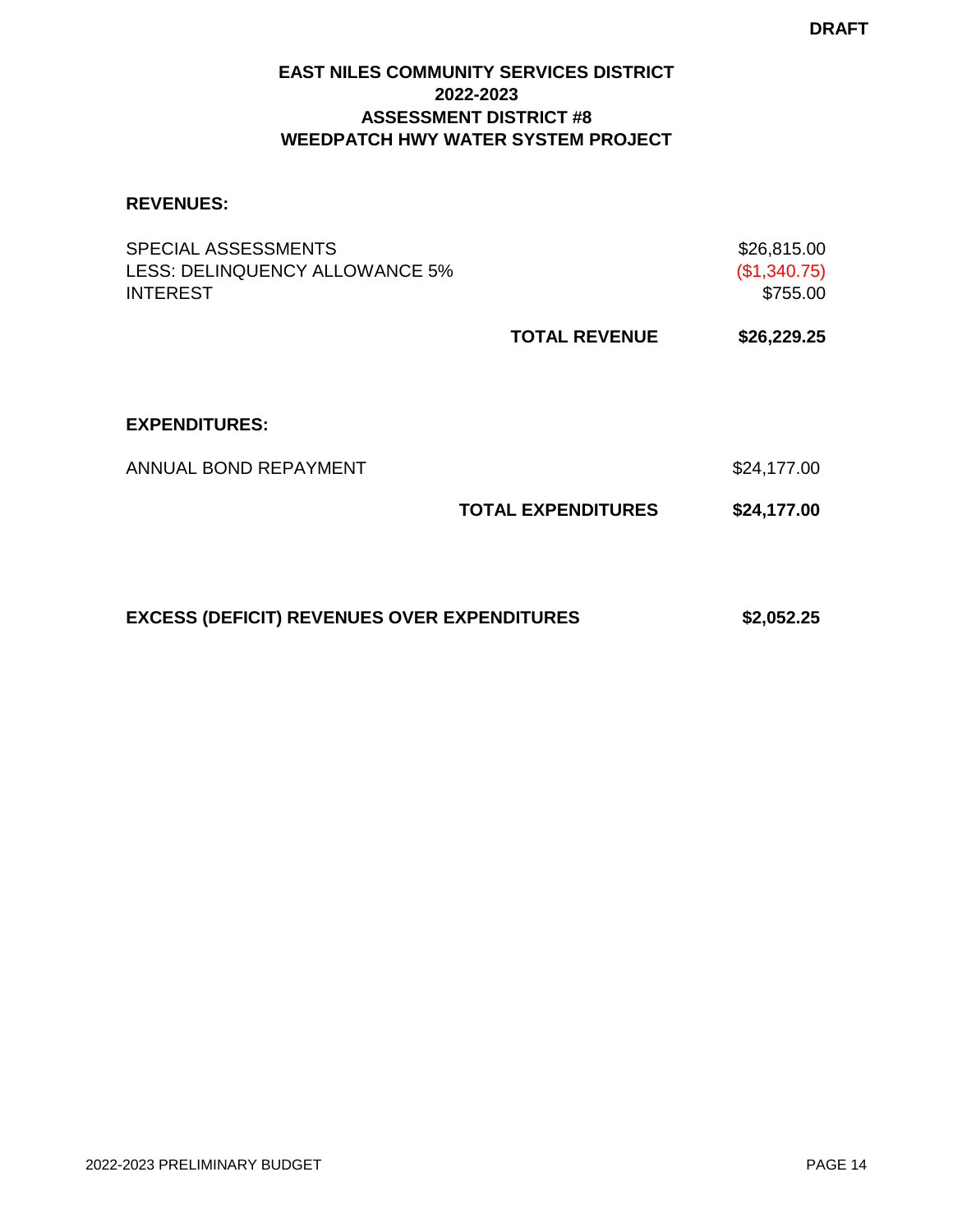DRAFT

# EAST NILES COMMUNITY SERVICES DISTRICT
## 2022-2023
## ASSESSMENT DISTRICT #8
## WEEDPATCH HWY WATER SYSTEM PROJECT

**REVENUES:**

| | | |
|---|---|---|
| SPECIAL ASSESSMENTS | | $26,815.00 |
| LESS: DELINQUENCY ALLOWANCE 5% | | ($1,340.75) |
| INTEREST | | $755.00 |
| | **TOTAL REVENUE** | **$26,229.25** |

**EXPENDITURES:**

| | | |
|---|---|---|
| ANNUAL BOND REPAYMENT | | $24,177.00 |
| | **TOTAL EXPENDITURES** | **$24,177.00** |

**EXCESS (DEFICIT) REVENUES OVER EXPENDITURES** **$2,052.25**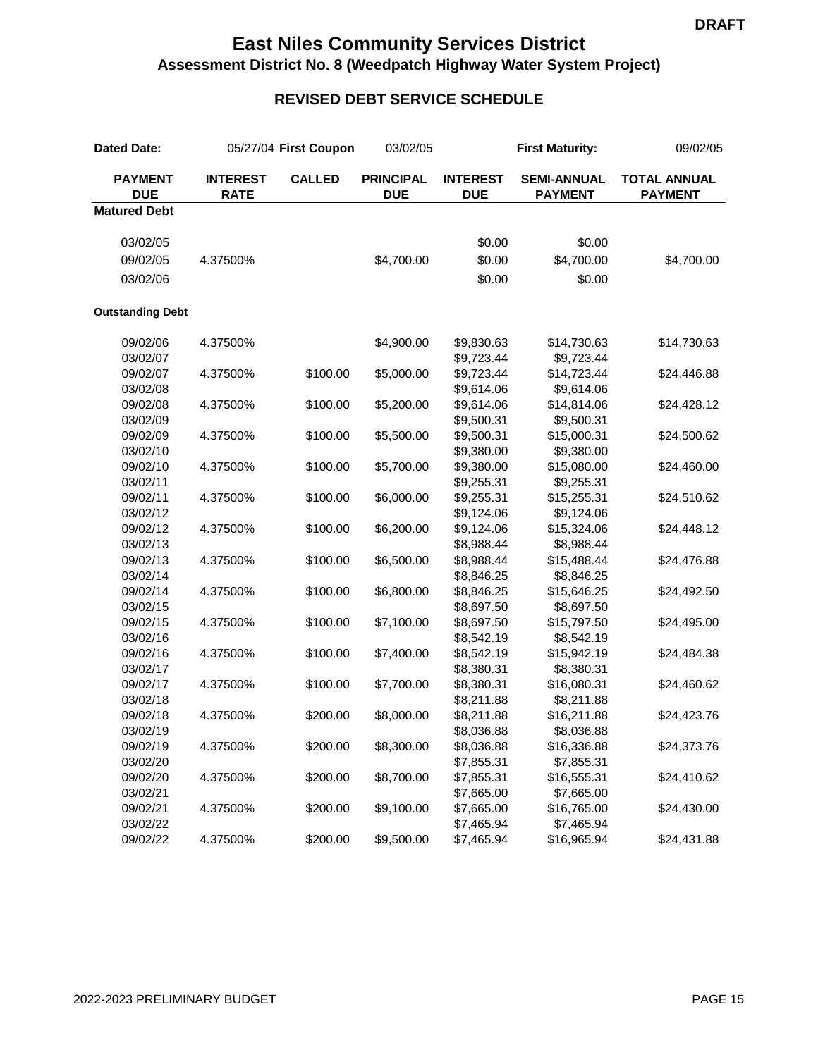**DRAFT**

# East Niles Community Services District

## Assessment District No. 8 (Weedpatch Highway Water System Project)

### REVISED DEBT SERVICE SCHEDULE

**Dated Date:** 05/27/04 **First Coupon** 03/02/05 **First Maturity:** 09/02/05

| PAYMENT DUE | INTEREST RATE | CALLED | PRINCIPAL DUE | INTEREST DUE | SEMI-ANNUAL PAYMENT | TOTAL ANNUAL PAYMENT |
|---|---|---|---|---|---|---|
| **Matured Debt** | | | | | | |
| 03/02/05 | | | | $0.00 | $0.00 | |
| 09/02/05 | 4.37500% | | $4,700.00 | $0.00 | $4,700.00 | $4,700.00 |
| 03/02/06 | | | | $0.00 | $0.00 | |
| **Outstanding Debt** | | | | | | |
| 09/02/06 | 4.37500% | | $4,900.00 | $9,830.63 | $14,730.63 | $14,730.63 |
| 03/02/07 | | | | $9,723.44 | $9,723.44 | |
| 09/02/07 | 4.37500% | $100.00 | $5,000.00 | $9,723.44 | $14,723.44 | $24,446.88 |
| 03/02/08 | | | | $9,614.06 | $9,614.06 | |
| 09/02/08 | 4.37500% | $100.00 | $5,200.00 | $9,614.06 | $14,814.06 | $24,428.12 |
| 03/02/09 | | | | $9,500.31 | $9,500.31 | |
| 09/02/09 | 4.37500% | $100.00 | $5,500.00 | $9,500.31 | $15,000.31 | $24,500.62 |
| 03/02/10 | | | | $9,380.00 | $9,380.00 | |
| 09/02/10 | 4.37500% | $100.00 | $5,700.00 | $9,380.00 | $15,080.00 | $24,460.00 |
| 03/02/11 | | | | $9,255.31 | $9,255.31 | |
| 09/02/11 | 4.37500% | $100.00 | $6,000.00 | $9,255.31 | $15,255.31 | $24,510.62 |
| 03/02/12 | | | | $9,124.06 | $9,124.06 | |
| 09/02/12 | 4.37500% | $100.00 | $6,200.00 | $9,124.06 | $15,324.06 | $24,448.12 |
| 03/02/13 | | | | $8,988.44 | $8,988.44 | |
| 09/02/13 | 4.37500% | $100.00 | $6,500.00 | $8,988.44 | $15,488.44 | $24,476.88 |
| 03/02/14 | | | | $8,846.25 | $8,846.25 | |
| 09/02/14 | 4.37500% | $100.00 | $6,800.00 | $8,846.25 | $15,646.25 | $24,492.50 |
| 03/02/15 | | | | $8,697.50 | $8,697.50 | |
| 09/02/15 | 4.37500% | $100.00 | $7,100.00 | $8,697.50 | $15,797.50 | $24,495.00 |
| 03/02/16 | | | | $8,542.19 | $8,542.19 | |
| 09/02/16 | 4.37500% | $100.00 | $7,400.00 | $8,542.19 | $15,942.19 | $24,484.38 |
| 03/02/17 | | | | $8,380.31 | $8,380.31 | |
| 09/02/17 | 4.37500% | $100.00 | $7,700.00 | $8,380.31 | $16,080.31 | $24,460.62 |
| 03/02/18 | | | | $8,211.88 | $8,211.88 | |
| 09/02/18 | 4.37500% | $200.00 | $8,000.00 | $8,211.88 | $16,211.88 | $24,423.76 |
| 03/02/19 | | | | $8,036.88 | $8,036.88 | |
| 09/02/19 | 4.37500% | $200.00 | $8,300.00 | $8,036.88 | $16,336.88 | $24,373.76 |
| 03/02/20 | | | | $7,855.31 | $7,855.31 | |
| 09/02/20 | 4.37500% | $200.00 | $8,700.00 | $7,855.31 | $16,555.31 | $24,410.62 |
| 03/02/21 | | | | $7,665.00 | $7,665.00 | |
| 09/02/21 | 4.37500% | $200.00 | $9,100.00 | $7,665.00 | $16,765.00 | $24,430.00 |
| 03/02/22 | | | | $7,465.94 | $7,465.94 | |
| 09/02/22 | 4.37500% | $200.00 | $9,500.00 | $7,465.94 | $16,965.94 | $24,431.88 |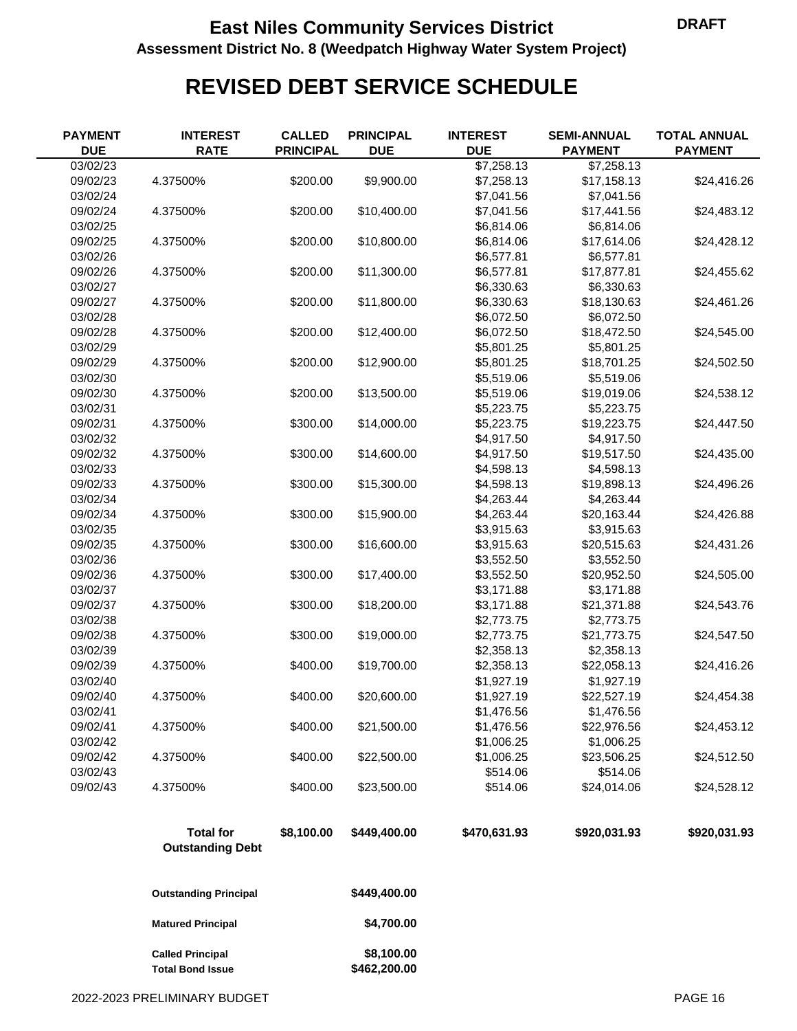DRAFT

# East Niles Community Services District

### Assessment District No. 8 (Weedpatch Highway Water System Project)

## REVISED DEBT SERVICE SCHEDULE

| PAYMENT DUE | INTEREST RATE | CALLED PRINCIPAL | PRINCIPAL DUE | INTEREST DUE | SEMI-ANNUAL PAYMENT | TOTAL ANNUAL PAYMENT |
|---|---|---|---|---|---|---|
| 03/02/23 | | | | $7,258.13 | $7,258.13 | |
| 09/02/23 | 4.37500% | $200.00 | $9,900.00 | $7,258.13 | $17,158.13 | $24,416.26 |
| 03/02/24 | | | | $7,041.56 | $7,041.56 | |
| 09/02/24 | 4.37500% | $200.00 | $10,400.00 | $7,041.56 | $17,441.56 | $24,483.12 |
| 03/02/25 | | | | $6,814.06 | $6,814.06 | |
| 09/02/25 | 4.37500% | $200.00 | $10,800.00 | $6,814.06 | $17,614.06 | $24,428.12 |
| 03/02/26 | | | | $6,577.81 | $6,577.81 | |
| 09/02/26 | 4.37500% | $200.00 | $11,300.00 | $6,577.81 | $17,877.81 | $24,455.62 |
| 03/02/27 | | | | $6,330.63 | $6,330.63 | |
| 09/02/27 | 4.37500% | $200.00 | $11,800.00 | $6,330.63 | $18,130.63 | $24,461.26 |
| 03/02/28 | | | | $6,072.50 | $6,072.50 | |
| 09/02/28 | 4.37500% | $200.00 | $12,400.00 | $6,072.50 | $18,472.50 | $24,545.00 |
| 03/02/29 | | | | $5,801.25 | $5,801.25 | |
| 09/02/29 | 4.37500% | $200.00 | $12,900.00 | $5,801.25 | $18,701.25 | $24,502.50 |
| 03/02/30 | | | | $5,519.06 | $5,519.06 | |
| 09/02/30 | 4.37500% | $200.00 | $13,500.00 | $5,519.06 | $19,019.06 | $24,538.12 |
| 03/02/31 | | | | $5,223.75 | $5,223.75 | |
| 09/02/31 | 4.37500% | $300.00 | $14,000.00 | $5,223.75 | $19,223.75 | $24,447.50 |
| 03/02/32 | | | | $4,917.50 | $4,917.50 | |
| 09/02/32 | 4.37500% | $300.00 | $14,600.00 | $4,917.50 | $19,517.50 | $24,435.00 |
| 03/02/33 | | | | $4,598.13 | $4,598.13 | |
| 09/02/33 | 4.37500% | $300.00 | $15,300.00 | $4,598.13 | $19,898.13 | $24,496.26 |
| 03/02/34 | | | | $4,263.44 | $4,263.44 | |
| 09/02/34 | 4.37500% | $300.00 | $15,900.00 | $4,263.44 | $20,163.44 | $24,426.88 |
| 03/02/35 | | | | $3,915.63 | $3,915.63 | |
| 09/02/35 | 4.37500% | $300.00 | $16,600.00 | $3,915.63 | $20,515.63 | $24,431.26 |
| 03/02/36 | | | | $3,552.50 | $3,552.50 | |
| 09/02/36 | 4.37500% | $300.00 | $17,400.00 | $3,552.50 | $20,952.50 | $24,505.00 |
| 03/02/37 | | | | $3,171.88 | $3,171.88 | |
| 09/02/37 | 4.37500% | $300.00 | $18,200.00 | $3,171.88 | $21,371.88 | $24,543.76 |
| 03/02/38 | | | | $2,773.75 | $2,773.75 | |
| 09/02/38 | 4.37500% | $300.00 | $19,000.00 | $2,773.75 | $21,773.75 | $24,547.50 |
| 03/02/39 | | | | $2,358.13 | $2,358.13 | |
| 09/02/39 | 4.37500% | $400.00 | $19,700.00 | $2,358.13 | $22,058.13 | $24,416.26 |
| 03/02/40 | | | | $1,927.19 | $1,927.19 | |
| 09/02/40 | 4.37500% | $400.00 | $20,600.00 | $1,927.19 | $22,527.19 | $24,454.38 |
| 03/02/41 | | | | $1,476.56 | $1,476.56 | |
| 09/02/41 | 4.37500% | $400.00 | $21,500.00 | $1,476.56 | $22,976.56 | $24,453.12 |
| 03/02/42 | | | | $1,006.25 | $1,006.25 | |
| 09/02/42 | 4.37500% | $400.00 | $22,500.00 | $1,006.25 | $23,506.25 | $24,512.50 |
| 03/02/43 | | | | $514.06 | $514.06 | |
| 09/02/43 | 4.37500% | $400.00 | $23,500.00 | $514.06 | $24,014.06 | $24,528.12 |
| | **Total for Outstanding Debt** | **$8,100.00** | **$449,400.00** | **$470,631.93** | **$920,031.93** | **$920,031.93** |

| | |
|---|---|
| **Outstanding Principal** | **$449,400.00** |
| **Matured Principal** | **$4,700.00** |
| **Called Principal** | **$8,100.00** |
| **Total Bond Issue** | **$462,200.00** |

2022-2023 PRELIMINARY BUDGET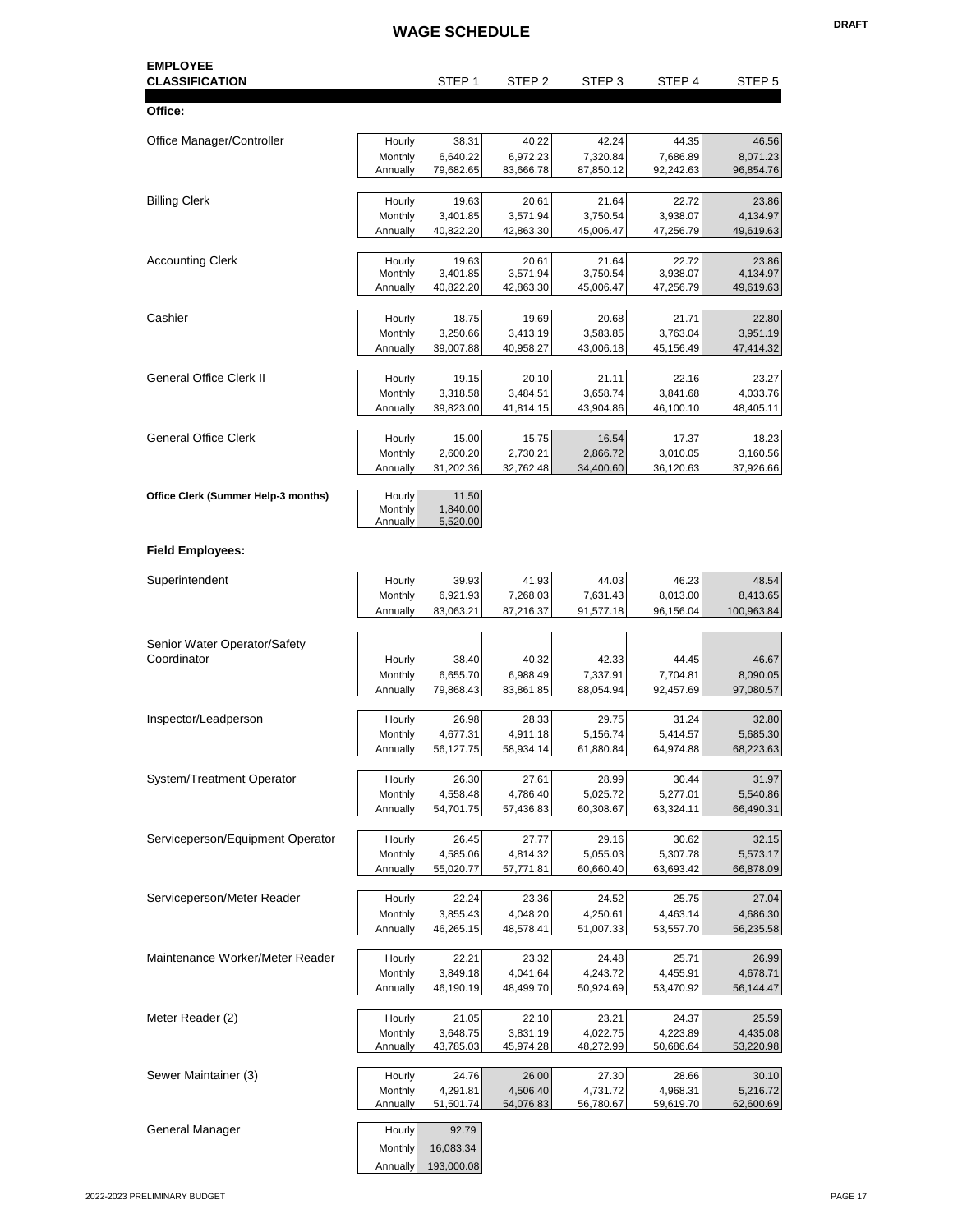# WAGE SCHEDULE

DRAFT

| EMPLOYEE CLASSIFICATION | | STEP 1 | STEP 2 | STEP 3 | STEP 4 | STEP 5 |
|---|---|---|---|---|---|---|
| **Office:** | | | | | | |
| Office Manager/Controller | Hourly | 38.31 | 40.22 | 42.24 | 44.35 | 46.56 |
| | Monthly | 6,640.22 | 6,972.23 | 7,320.84 | 7,686.89 | 8,071.23 |
| | Annually | 79,682.65 | 83,666.78 | 87,850.12 | 92,242.63 | 96,854.76 |
| Billing Clerk | Hourly | 19.63 | 20.61 | 21.64 | 22.72 | 23.86 |
| | Monthly | 3,401.85 | 3,571.94 | 3,750.54 | 3,938.07 | 4,134.97 |
| | Annually | 40,822.20 | 42,863.30 | 45,006.47 | 47,256.79 | 49,619.63 |
| Accounting Clerk | Hourly | 19.63 | 20.61 | 21.64 | 22.72 | 23.86 |
| | Monthly | 3,401.85 | 3,571.94 | 3,750.54 | 3,938.07 | 4,134.97 |
| | Annually | 40,822.20 | 42,863.30 | 45,006.47 | 47,256.79 | 49,619.63 |
| Cashier | Hourly | 18.75 | 19.69 | 20.68 | 21.71 | 22.80 |
| | Monthly | 3,250.66 | 3,413.19 | 3,583.85 | 3,763.04 | 3,951.19 |
| | Annually | 39,007.88 | 40,958.27 | 43,006.18 | 45,156.49 | 47,414.32 |
| General Office Clerk II | Hourly | 19.15 | 20.10 | 21.11 | 22.16 | 23.27 |
| | Monthly | 3,318.58 | 3,484.51 | 3,658.74 | 3,841.68 | 4,033.76 |
| | Annually | 39,823.00 | 41,814.15 | 43,904.86 | 46,100.10 | 48,405.11 |
| General Office Clerk | Hourly | 15.00 | 15.75 | 16.54 | 17.37 | 18.23 |
| | Monthly | 2,600.20 | 2,730.21 | 2,866.72 | 3,010.05 | 3,160.56 |
| | Annually | 31,202.36 | 32,762.48 | 34,400.60 | 36,120.63 | 37,926.66 |
| **Office Clerk (Summer Help-3 months)** | Hourly | 11.50 | | | | |
| | Monthly | 1,840.00 | | | | |
| | Annually | 5,520.00 | | | | |
| **Field Employees:** | | | | | | |
| Superintendent | Hourly | 39.93 | 41.93 | 44.03 | 46.23 | 48.54 |
| | Monthly | 6,921.93 | 7,268.03 | 7,631.43 | 8,013.00 | 8,413.65 |
| | Annually | 83,063.21 | 87,216.37 | 91,577.18 | 96,156.04 | 100,963.84 |
| Senior Water Operator/Safety Coordinator | Hourly | 38.40 | 40.32 | 42.33 | 44.45 | 46.67 |
| | Monthly | 6,655.70 | 6,988.49 | 7,337.91 | 7,704.81 | 8,090.05 |
| | Annually | 79,868.43 | 83,861.85 | 88,054.94 | 92,457.69 | 97,080.57 |
| Inspector/Leadperson | Hourly | 26.98 | 28.33 | 29.75 | 31.24 | 32.80 |
| | Monthly | 4,677.31 | 4,911.18 | 5,156.74 | 5,414.57 | 5,685.30 |
| | Annually | 56,127.75 | 58,934.14 | 61,880.84 | 64,974.88 | 68,223.63 |
| System/Treatment Operator | Hourly | 26.30 | 27.61 | 28.99 | 30.44 | 31.97 |
| | Monthly | 4,558.48 | 4,786.40 | 5,025.72 | 5,277.01 | 5,540.86 |
| | Annually | 54,701.75 | 57,436.83 | 60,308.67 | 63,324.11 | 66,490.31 |
| Serviceperson/Equipment Operator | Hourly | 26.45 | 27.77 | 29.16 | 30.62 | 32.15 |
| | Monthly | 4,585.06 | 4,814.32 | 5,055.03 | 5,307.78 | 5,573.17 |
| | Annually | 55,020.77 | 57,771.81 | 60,660.40 | 63,693.42 | 66,878.09 |
| Serviceperson/Meter Reader | Hourly | 22.24 | 23.36 | 24.52 | 25.75 | 27.04 |
| | Monthly | 3,855.43 | 4,048.20 | 4,250.61 | 4,463.14 | 4,686.30 |
| | Annually | 46,265.15 | 48,578.41 | 51,007.33 | 53,557.70 | 56,235.58 |
| Maintenance Worker/Meter Reader | Hourly | 22.21 | 23.32 | 24.48 | 25.71 | 26.99 |
| | Monthly | 3,849.18 | 4,041.64 | 4,243.72 | 4,455.91 | 4,678.71 |
| | Annually | 46,190.19 | 48,499.70 | 50,924.69 | 53,470.92 | 56,144.47 |
| Meter Reader (2) | Hourly | 21.05 | 22.10 | 23.21 | 24.37 | 25.59 |
| | Monthly | 3,648.75 | 3,831.19 | 4,022.75 | 4,223.89 | 4,435.08 |
| | Annually | 43,785.03 | 45,974.28 | 48,272.99 | 50,686.64 | 53,220.98 |
| Sewer Maintainer (3) | Hourly | 24.76 | 26.00 | 27.30 | 28.66 | 30.10 |
| | Monthly | 4,291.81 | 4,506.40 | 4,731.72 | 4,968.31 | 5,216.72 |
| | Annually | 51,501.74 | 54,076.83 | 56,780.67 | 59,619.70 | 62,600.69 |
| General Manager | Hourly | 92.79 | | | | |
| | Monthly | 16,083.34 | | | | |
| | Annually | 193,000.08 | | | | |

2022-2023 PRELIMINARY BUDGET